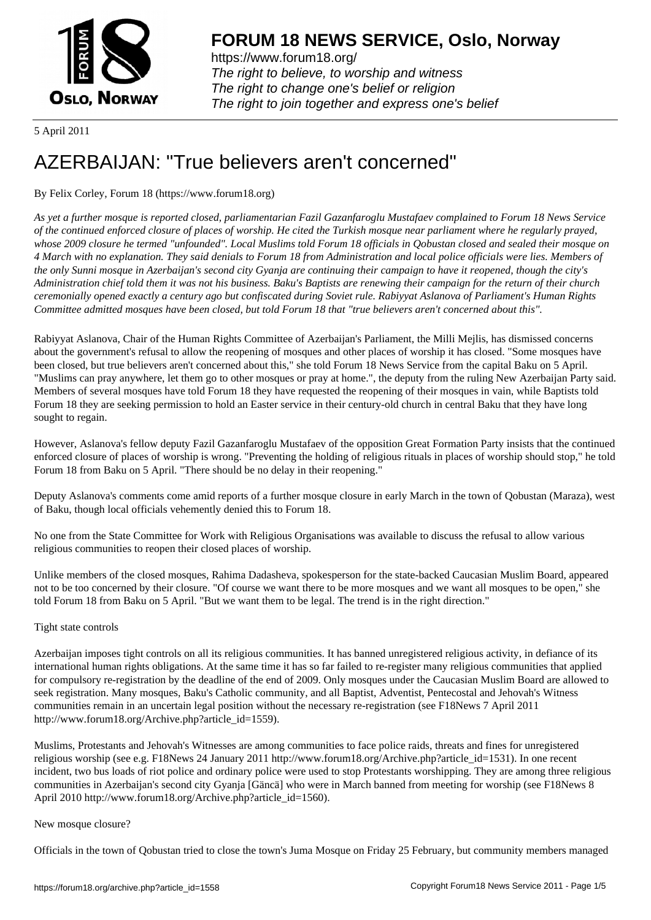# FORUM 18 NEWS SERVICE, Oslo, Norway

https://www.forum18.org/
*The right to believe, to worship and witness*
*The right to change one's belief or religion*
*The right to join together and express one's belief*

5 April 2011

# AZERBAIJAN: "True believers aren't concerned"

By Felix Corley, Forum 18 (https://www.forum18.org)

*As yet a further mosque is reported closed, parliamentarian Fazil Gazanfaroglu Mustafaev complained to Forum 18 News Service of the continued enforced closure of places of worship. He cited the Turkish mosque near parliament where he regularly prayed, whose 2009 closure he termed "unfounded". Local Muslims told Forum 18 officials in Qobustan closed and sealed their mosque on 4 March with no explanation. They said denials to Forum 18 from Administration and local police officials were lies. Members of the only Sunni mosque in Azerbaijan's second city Gyanja are continuing their campaign to have it reopened, though the city's Administration chief told them it was not his business. Baku's Baptists are renewing their campaign for the return of their church ceremonially opened exactly a century ago but confiscated during Soviet rule. Rabiyyat Aslanova of Parliament's Human Rights Committee admitted mosques have been closed, but told Forum 18 that "true believers aren't concerned about this".*

Rabiyyat Aslanova, Chair of the Human Rights Committee of Azerbaijan's Parliament, the Milli Mejlis, has dismissed concerns about the government's refusal to allow the reopening of mosques and other places of worship it has closed. "Some mosques have been closed, but true believers aren't concerned about this," she told Forum 18 News Service from the capital Baku on 5 April. "Muslims can pray anywhere, let them go to other mosques or pray at home.", the deputy from the ruling New Azerbaijan Party said. Members of several mosques have told Forum 18 they have requested the reopening of their mosques in vain, while Baptists told Forum 18 they are seeking permission to hold an Easter service in their century-old church in central Baku that they have long sought to regain.

However, Aslanova's fellow deputy Fazil Gazanfaroglu Mustafaev of the opposition Great Formation Party insists that the continued enforced closure of places of worship is wrong. "Preventing the holding of religious rituals in places of worship should stop," he told Forum 18 from Baku on 5 April. "There should be no delay in their reopening."

Deputy Aslanova's comments come amid reports of a further mosque closure in early March in the town of Qobustan (Maraza), west of Baku, though local officials vehemently denied this to Forum 18.

No one from the State Committee for Work with Religious Organisations was available to discuss the refusal to allow various religious communities to reopen their closed places of worship.

Unlike members of the closed mosques, Rahima Dadasheva, spokesperson for the state-backed Caucasian Muslim Board, appeared not to be too concerned by their closure. "Of course we want there to be more mosques and we want all mosques to be open," she told Forum 18 from Baku on 5 April. "But we want them to be legal. The trend is in the right direction."

Tight state controls

Azerbaijan imposes tight controls on all its religious communities. It has banned unregistered religious activity, in defiance of its international human rights obligations. At the same time it has so far failed to re-register many religious communities that applied for compulsory re-registration by the deadline of the end of 2009. Only mosques under the Caucasian Muslim Board are allowed to seek registration. Many mosques, Baku's Catholic community, and all Baptist, Adventist, Pentecostal and Jehovah's Witness communities remain in an uncertain legal position without the necessary re-registration (see F18News 7 April 2011 http://www.forum18.org/Archive.php?article_id=1559).

Muslims, Protestants and Jehovah's Witnesses are among communities to face police raids, threats and fines for unregistered religious worship (see e.g. F18News 24 January 2011 http://www.forum18.org/Archive.php?article_id=1531). In one recent incident, two bus loads of riot police and ordinary police were used to stop Protestants worshipping. They are among three religious communities in Azerbaijan's second city Gyanja [Gäncä] who were in March banned from meeting for worship (see F18News 8 April 2010 http://www.forum18.org/Archive.php?article_id=1560).

New mosque closure?

Officials in the town of Qobustan tried to close the town's Juma Mosque on Friday 25 February, but community members managed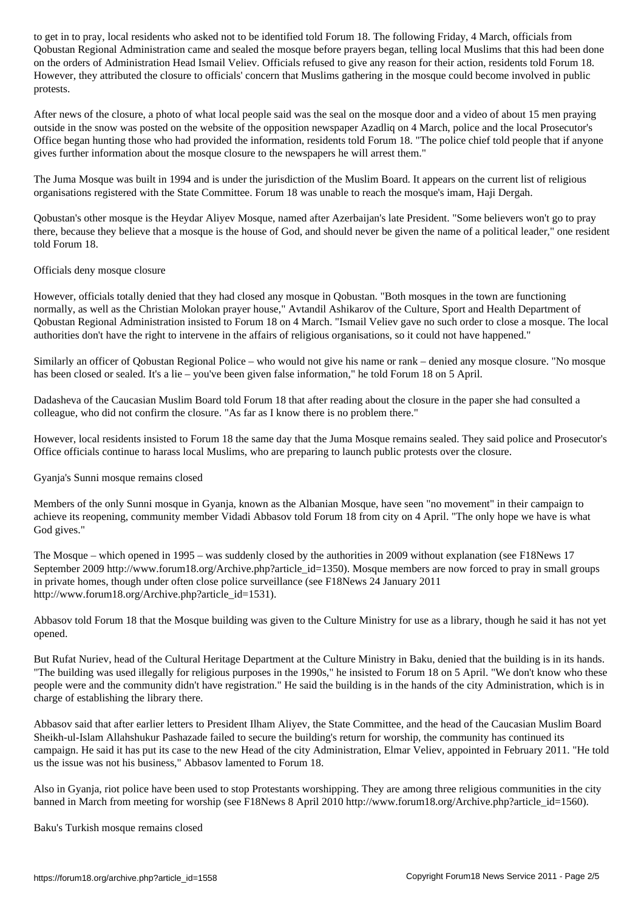to get in to pray, local residents who asked not to be identified told Forum 18. The following Friday, 4 March, officials from Qobustan Regional Administration came and sealed the mosque before prayers began, telling local Muslims that this had been done on the orders of Administration Head Ismail Veliev. Officials refused to give any reason for their action, residents told Forum 18. However, they attributed the closure to officials' concern that Muslims gathering in the mosque could become involved in public protests.

After news of the closure, a photo of what local people said was the seal on the mosque door and a video of about 15 men praying outside in the snow was posted on the website of the opposition newspaper Azadliq on 4 March, police and the local Prosecutor's Office began hunting those who had provided the information, residents told Forum 18. "The police chief told people that if anyone gives further information about the mosque closure to the newspapers he will arrest them."

The Juma Mosque was built in 1994 and is under the jurisdiction of the Muslim Board. It appears on the current list of religious organisations registered with the State Committee. Forum 18 was unable to reach the mosque's imam, Haji Dergah.

Qobustan's other mosque is the Heydar Aliyev Mosque, named after Azerbaijan's late President. "Some believers won't go to pray there, because they believe that a mosque is the house of God, and should never be given the name of a political leader," one resident told Forum 18.

## Officials deny mosque closure

However, officials totally denied that they had closed any mosque in Qobustan. "Both mosques in the town are functioning normally, as well as the Christian Molokan prayer house," Avtandil Ashikarov of the Culture, Sport and Health Department of Qobustan Regional Administration insisted to Forum 18 on 4 March. "Ismail Veliev gave no such order to close a mosque. The local authorities don't have the right to intervene in the affairs of religious organisations, so it could not have happened."

Similarly an officer of Qobustan Regional Police – who would not give his name or rank – denied any mosque closure. "No mosque has been closed or sealed. It's a lie – you've been given false information," he told Forum 18 on 5 April.

Dadasheva of the Caucasian Muslim Board told Forum 18 that after reading about the closure in the paper she had consulted a colleague, who did not confirm the closure. "As far as I know there is no problem there."

However, local residents insisted to Forum 18 the same day that the Juma Mosque remains sealed. They said police and Prosecutor's Office officials continue to harass local Muslims, who are preparing to launch public protests over the closure.

## Gyanja's Sunni mosque remains closed

Members of the only Sunni mosque in Gyanja, known as the Albanian Mosque, have seen "no movement" in their campaign to achieve its reopening, community member Vidadi Abbasov told Forum 18 from city on 4 April. "The only hope we have is what God gives."

The Mosque – which opened in 1995 – was suddenly closed by the authorities in 2009 without explanation (see F18News 17 September 2009 http://www.forum18.org/Archive.php?article_id=1350). Mosque members are now forced to pray in small groups in private homes, though under often close police surveillance (see F18News 24 January 2011 http://www.forum18.org/Archive.php?article_id=1531).

Abbasov told Forum 18 that the Mosque building was given to the Culture Ministry for use as a library, though he said it has not yet opened.

But Rufat Nuriev, head of the Cultural Heritage Department at the Culture Ministry in Baku, denied that the building is in its hands. "The building was used illegally for religious purposes in the 1990s," he insisted to Forum 18 on 5 April. "We don't know who these people were and the community didn't have registration." He said the building is in the hands of the city Administration, which is in charge of establishing the library there.

Abbasov said that after earlier letters to President Ilham Aliyev, the State Committee, and the head of the Caucasian Muslim Board Sheikh-ul-Islam Allahshukur Pashazade failed to secure the building's return for worship, the community has continued its campaign. He said it has put its case to the new Head of the city Administration, Elmar Veliev, appointed in February 2011. "He told us the issue was not his business," Abbasov lamented to Forum 18.

Also in Gyanja, riot police have been used to stop Protestants worshipping. They are among three religious communities in the city banned in March from meeting for worship (see F18News 8 April 2010 http://www.forum18.org/Archive.php?article_id=1560).

## Baku's Turkish mosque remains closed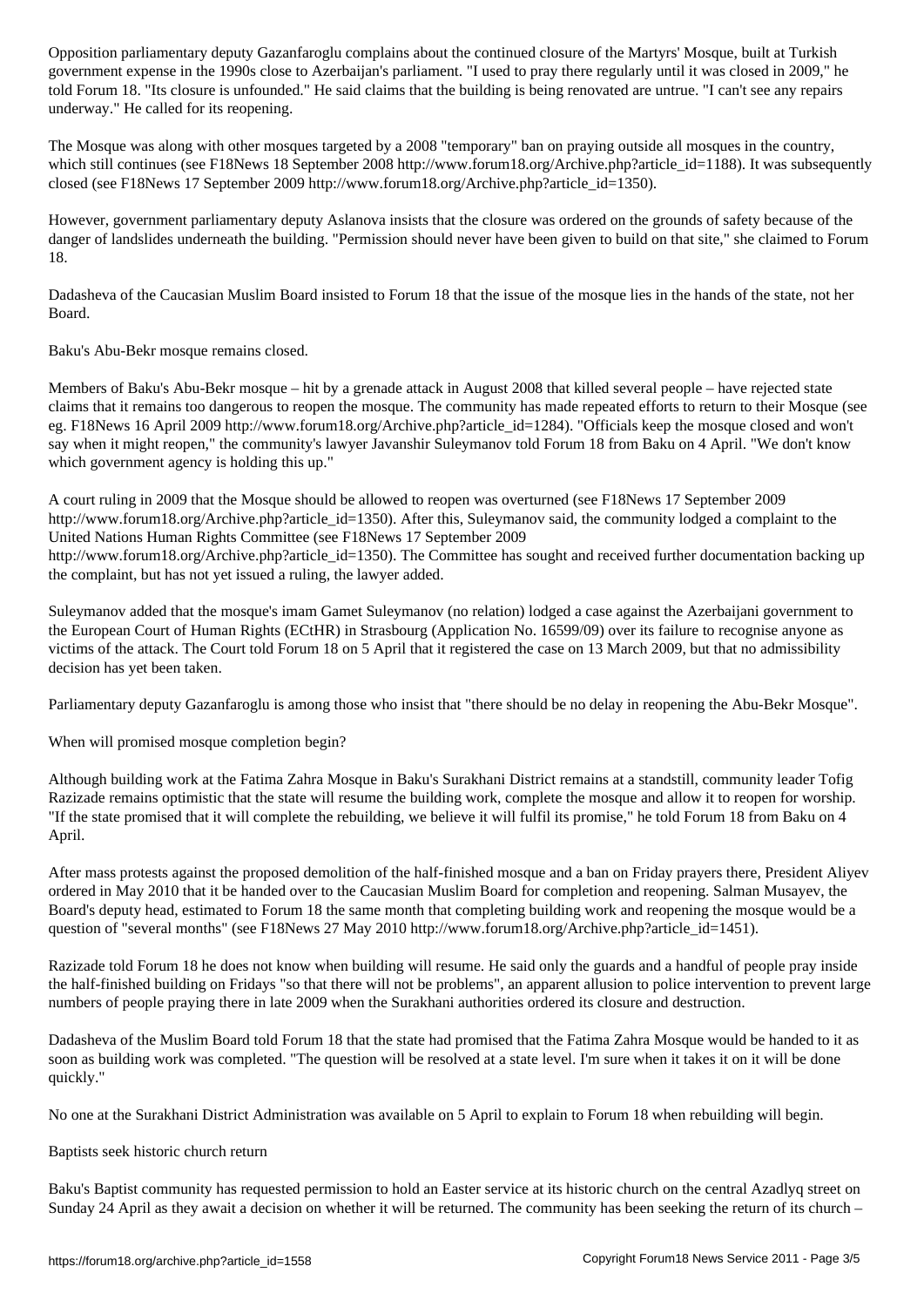Opposition parliamentary deputy Gazanfaroglu complains about the continued closure of the Martyrs' Mosque, built at Turkish government expense in the 1990s close to Azerbaijan's parliament. "I used to pray there regularly until it was closed in 2009," he told Forum 18. "Its closure is unfounded." He said claims that the building is being renovated are untrue. "I can't see any repairs underway." He called for its reopening.

The Mosque was along with other mosques targeted by a 2008 "temporary" ban on praying outside all mosques in the country, which still continues (see F18News 18 September 2008 http://www.forum18.org/Archive.php?article_id=1188). It was subsequently closed (see F18News 17 September 2009 http://www.forum18.org/Archive.php?article_id=1350).

However, government parliamentary deputy Aslanova insists that the closure was ordered on the grounds of safety because of the danger of landslides underneath the building. "Permission should never have been given to build on that site," she claimed to Forum 18.

Dadasheva of the Caucasian Muslim Board insisted to Forum 18 that the issue of the mosque lies in the hands of the state, not her Board.

Baku's Abu-Bekr mosque remains closed.

Members of Baku's Abu-Bekr mosque – hit by a grenade attack in August 2008 that killed several people – have rejected state claims that it remains too dangerous to reopen the mosque. The community has made repeated efforts to return to their Mosque (see eg. F18News 16 April 2009 http://www.forum18.org/Archive.php?article_id=1284). "Officials keep the mosque closed and won't say when it might reopen," the community's lawyer Javanshir Suleymanov told Forum 18 from Baku on 4 April. "We don't know which government agency is holding this up."

A court ruling in 2009 that the Mosque should be allowed to reopen was overturned (see F18News 17 September 2009 http://www.forum18.org/Archive.php?article_id=1350). After this, Suleymanov said, the community lodged a complaint to the United Nations Human Rights Committee (see F18News 17 September 2009 http://www.forum18.org/Archive.php?article_id=1350). The Committee has sought and received further documentation backing up the complaint, but has not yet issued a ruling, the lawyer added.

Suleymanov added that the mosque's imam Gamet Suleymanov (no relation) lodged a case against the Azerbaijani government to the European Court of Human Rights (ECtHR) in Strasbourg (Application No. 16599/09) over its failure to recognise anyone as victims of the attack. The Court told Forum 18 on 5 April that it registered the case on 13 March 2009, but that no admissibility decision has yet been taken.

Parliamentary deputy Gazanfaroglu is among those who insist that "there should be no delay in reopening the Abu-Bekr Mosque".

When will promised mosque completion begin?

Although building work at the Fatima Zahra Mosque in Baku's Surakhani District remains at a standstill, community leader Tofig Razizade remains optimistic that the state will resume the building work, complete the mosque and allow it to reopen for worship. "If the state promised that it will complete the rebuilding, we believe it will fulfil its promise," he told Forum 18 from Baku on 4 April.

After mass protests against the proposed demolition of the half-finished mosque and a ban on Friday prayers there, President Aliyev ordered in May 2010 that it be handed over to the Caucasian Muslim Board for completion and reopening. Salman Musayev, the Board's deputy head, estimated to Forum 18 the same month that completing building work and reopening the mosque would be a question of "several months" (see F18News 27 May 2010 http://www.forum18.org/Archive.php?article_id=1451).

Razizade told Forum 18 he does not know when building will resume. He said only the guards and a handful of people pray inside the half-finished building on Fridays "so that there will not be problems", an apparent allusion to police intervention to prevent large numbers of people praying there in late 2009 when the Surakhani authorities ordered its closure and destruction.

Dadasheva of the Muslim Board told Forum 18 that the state had promised that the Fatima Zahra Mosque would be handed to it as soon as building work was completed. "The question will be resolved at a state level. I'm sure when it takes it on it will be done quickly."

No one at the Surakhani District Administration was available on 5 April to explain to Forum 18 when rebuilding will begin.

Baptists seek historic church return

Baku's Baptist community has requested permission to hold an Easter service at its historic church on the central Azadlyq street on Sunday 24 April as they await a decision on whether it will be returned. The community has been seeking the return of its church –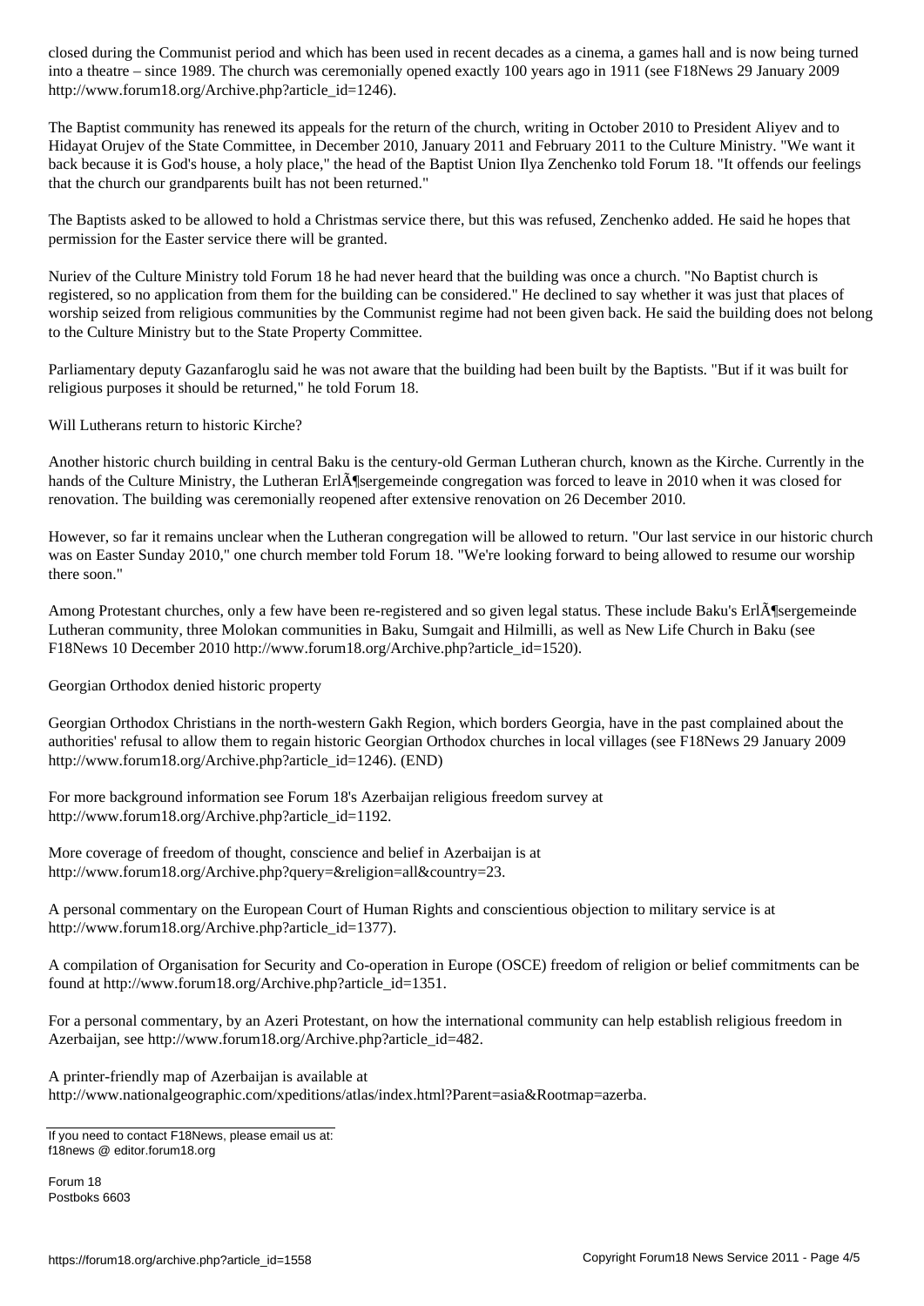closed during the Communist period and which has been used in recent decades as a cinema, a games hall and is now being turned into a theatre – since 1989. The church was ceremonially opened exactly 100 years ago in 1911 (see F18News 29 January 2009 http://www.forum18.org/Archive.php?article_id=1246).

The Baptist community has renewed its appeals for the return of the church, writing in October 2010 to President Aliyev and to Hidayat Orujev of the State Committee, in December 2010, January 2011 and February 2011 to the Culture Ministry. "We want it back because it is God's house, a holy place," the head of the Baptist Union Ilya Zenchenko told Forum 18. "It offends our feelings that the church our grandparents built has not been returned."

The Baptists asked to be allowed to hold a Christmas service there, but this was refused, Zenchenko added. He said he hopes that permission for the Easter service there will be granted.

Nuriev of the Culture Ministry told Forum 18 he had never heard that the building was once a church. "No Baptist church is registered, so no application from them for the building can be considered." He declined to say whether it was just that places of worship seized from religious communities by the Communist regime had not been given back. He said the building does not belong to the Culture Ministry but to the State Property Committee.

Parliamentary deputy Gazanfaroglu said he was not aware that the building had been built by the Baptists. "But if it was built for religious purposes it should be returned," he told Forum 18.

Will Lutherans return to historic Kirche?

Another historic church building in central Baku is the century-old German Lutheran church, known as the Kirche. Currently in the hands of the Culture Ministry, the Lutheran ErlÃ¶sergemeinde congregation was forced to leave in 2010 when it was closed for renovation. The building was ceremonially reopened after extensive renovation on 26 December 2010.

However, so far it remains unclear when the Lutheran congregation will be allowed to return. "Our last service in our historic church was on Easter Sunday 2010," one church member told Forum 18. "We're looking forward to being allowed to resume our worship there soon."

Among Protestant churches, only a few have been re-registered and so given legal status. These include Baku's ErlÃ¶sergemeinde Lutheran community, three Molokan communities in Baku, Sumgait and Hilmilli, as well as New Life Church in Baku (see F18News 10 December 2010 http://www.forum18.org/Archive.php?article_id=1520).

Georgian Orthodox denied historic property

Georgian Orthodox Christians in the north-western Gakh Region, which borders Georgia, have in the past complained about the authorities' refusal to allow them to regain historic Georgian Orthodox churches in local villages (see F18News 29 January 2009 http://www.forum18.org/Archive.php?article_id=1246). (END)

For more background information see Forum 18's Azerbaijan religious freedom survey at http://www.forum18.org/Archive.php?article_id=1192.

More coverage of freedom of thought, conscience and belief in Azerbaijan is at http://www.forum18.org/Archive.php?query=&religion=all&country=23.

A personal commentary on the European Court of Human Rights and conscientious objection to military service is at http://www.forum18.org/Archive.php?article_id=1377).

A compilation of Organisation for Security and Co-operation in Europe (OSCE) freedom of religion or belief commitments can be found at http://www.forum18.org/Archive.php?article_id=1351.

For a personal commentary, by an Azeri Protestant, on how the international community can help establish religious freedom in Azerbaijan, see http://www.forum18.org/Archive.php?article_id=482.

A printer-friendly map of Azerbaijan is available at http://www.nationalgeographic.com/xpeditions/atlas/index.html?Parent=asia&Rootmap=azerba.

If you need to contact F18News, please email us at:
f18news @ editor.forum18.org

Forum 18
Postboks 6603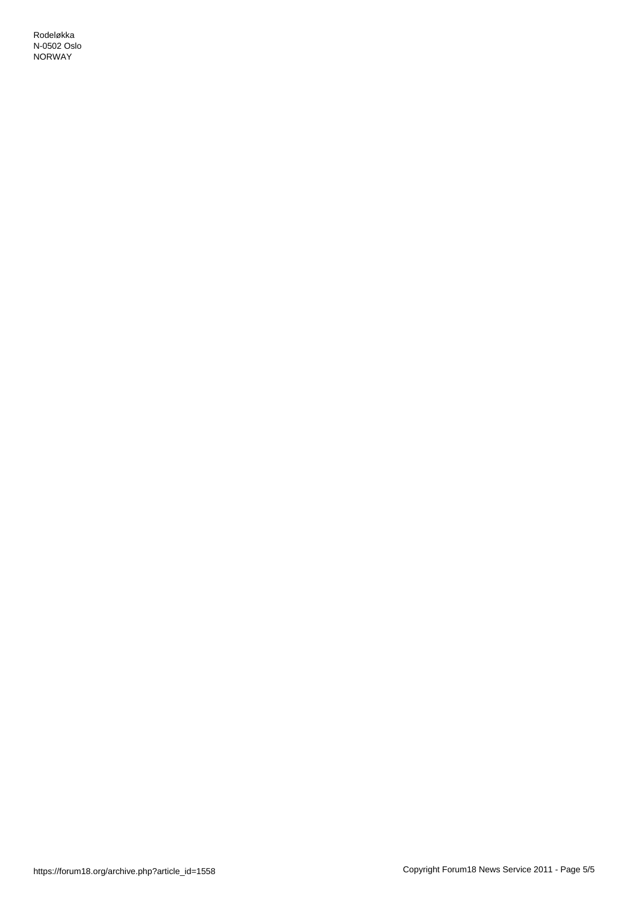Rodeløkka
N-0502 Oslo
NORWAY